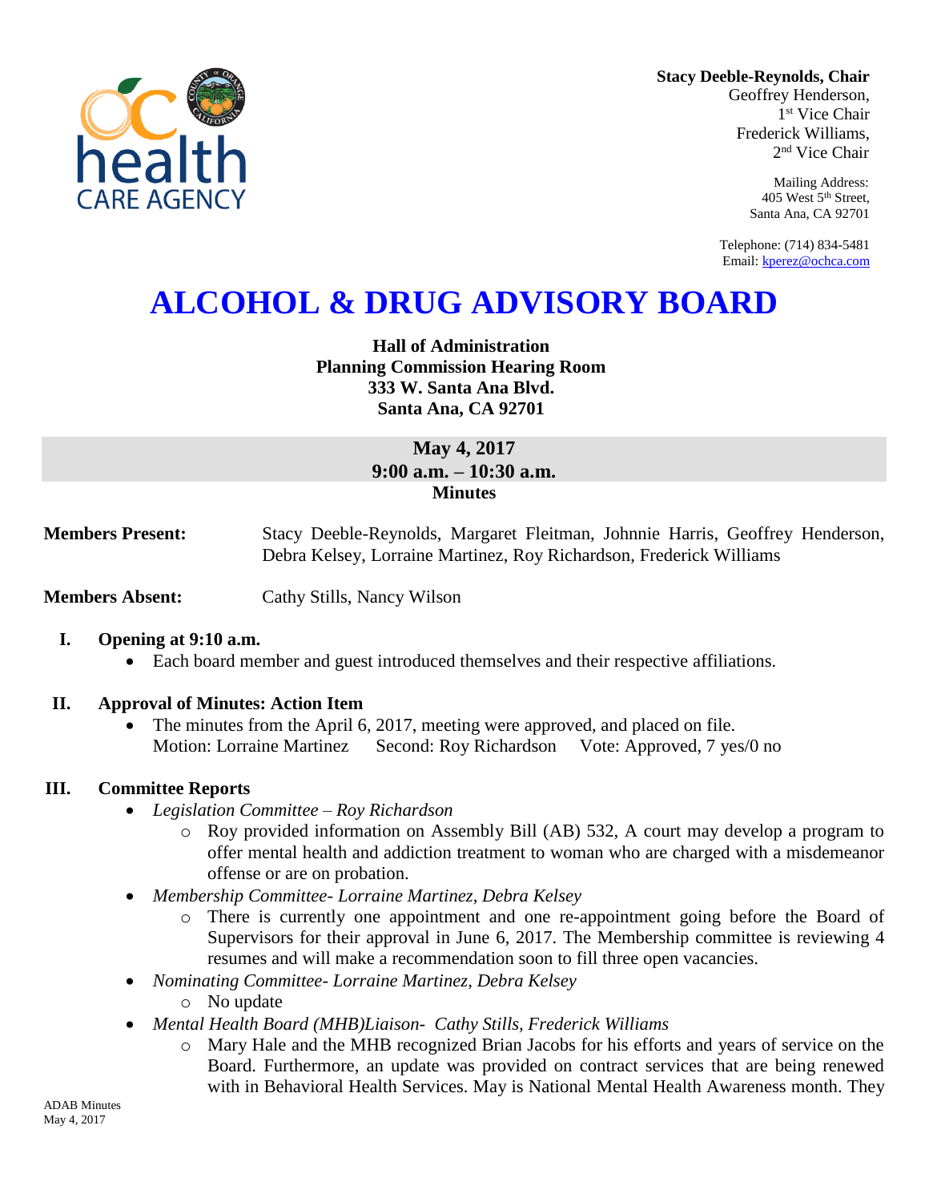**Stacy Deeble-Reynolds, Chair**
Geoffrey Henderson,
1st Vice Chair
Frederick Williams,
2nd Vice Chair

Mailing Address:
405 West 5th Street,
Santa Ana, CA 92701

Telephone: (714) 834-5481
Email: kperez@ochca.com

# ALCOHOL & DRUG ADVISORY BOARD

**Hall of Administration**
**Planning Commission Hearing Room**
**333 W. Santa Ana Blvd.**
**Santa Ana, CA 92701**

**May 4, 2017**
**9:00 a.m. – 10:30 a.m.**
**Minutes**

**Members Present:** Stacy Deeble-Reynolds, Margaret Fleitman, Johnnie Harris, Geoffrey Henderson, Debra Kelsey, Lorraine Martinez, Roy Richardson, Frederick Williams

**Members Absent:** Cathy Stills, Nancy Wilson

## I. Opening at 9:10 a.m.

- Each board member and guest introduced themselves and their respective affiliations.

## II. Approval of Minutes: Action Item

- The minutes from the April 6, 2017, meeting were approved, and placed on file.
  Motion: Lorraine Martinez Second: Roy Richardson Vote: Approved, 7 yes/0 no

## III. Committee Reports

- *Legislation Committee – Roy Richardson*
  - Roy provided information on Assembly Bill (AB) 532, A court may develop a program to offer mental health and addiction treatment to woman who are charged with a misdemeanor offense or are on probation.
- *Membership Committee- Lorraine Martinez, Debra Kelsey*
  - There is currently one appointment and one re-appointment going before the Board of Supervisors for their approval in June 6, 2017. The Membership committee is reviewing 4 resumes and will make a recommendation soon to fill three open vacancies.
- *Nominating Committee- Lorraine Martinez, Debra Kelsey*
  - No update
- *Mental Health Board (MHB)Liaison- Cathy Stills, Frederick Williams*
  - Mary Hale and the MHB recognized Brian Jacobs for his efforts and years of service on the Board. Furthermore, an update was provided on contract services that are being renewed with in Behavioral Health Services. May is National Mental Health Awareness month. They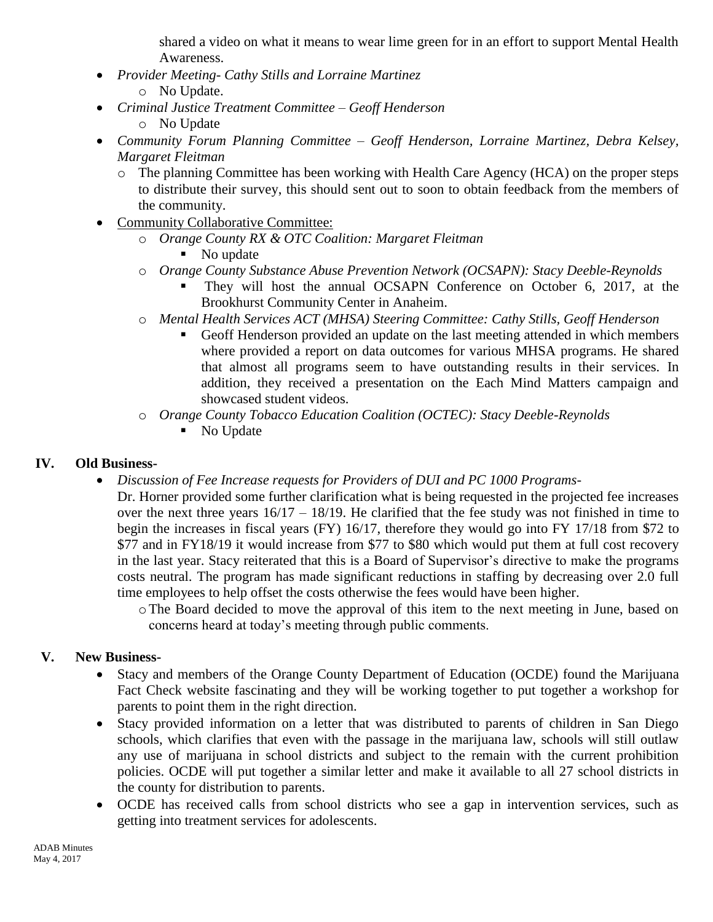shared a video on what it means to wear lime green for in an effort to support Mental Health Awareness.

- *Provider Meeting- Cathy Stills and Lorraine Martinez*
  - No Update.
- *Criminal Justice Treatment Committee – Geoff Henderson*
  - No Update
- *Community Forum Planning Committee – Geoff Henderson, Lorraine Martinez, Debra Kelsey, Margaret Fleitman*
  - The planning Committee has been working with Health Care Agency (HCA) on the proper steps to distribute their survey, this should sent out to soon to obtain feedback from the members of the community.
- Community Collaborative Committee:
  - *Orange County RX & OTC Coalition: Margaret Fleitman*
    - No update
  - *Orange County Substance Abuse Prevention Network (OCSAPN): Stacy Deeble-Reynolds*
    - They will host the annual OCSAPN Conference on October 6, 2017, at the Brookhurst Community Center in Anaheim.
  - *Mental Health Services ACT (MHSA) Steering Committee: Cathy Stills, Geoff Henderson*
    - Geoff Henderson provided an update on the last meeting attended in which members where provided a report on data outcomes for various MHSA programs. He shared that almost all programs seem to have outstanding results in their services. In addition, they received a presentation on the Each Mind Matters campaign and showcased student videos.
  - *Orange County Tobacco Education Coalition (OCTEC): Stacy Deeble-Reynolds*
    - No Update

## IV. Old Business-

- *Discussion of Fee Increase requests for Providers of DUI and PC 1000 Programs-*
  Dr. Horner provided some further clarification what is being requested in the projected fee increases over the next three years 16/17 – 18/19. He clarified that the fee study was not finished in time to begin the increases in fiscal years (FY) 16/17, therefore they would go into FY 17/18 from $72 to $77 and in FY18/19 it would increase from $77 to $80 which would put them at full cost recovery in the last year. Stacy reiterated that this is a Board of Supervisor's directive to make the programs costs neutral. The program has made significant reductions in staffing by decreasing over 2.0 full time employees to help offset the costs otherwise the fees would have been higher.
  - The Board decided to move the approval of this item to the next meeting in June, based on concerns heard at today's meeting through public comments.

## V. New Business-

- Stacy and members of the Orange County Department of Education (OCDE) found the Marijuana Fact Check website fascinating and they will be working together to put together a workshop for parents to point them in the right direction.
- Stacy provided information on a letter that was distributed to parents of children in San Diego schools, which clarifies that even with the passage in the marijuana law, schools will still outlaw any use of marijuana in school districts and subject to the remain with the current prohibition policies. OCDE will put together a similar letter and make it available to all 27 school districts in the county for distribution to parents.
- OCDE has received calls from school districts who see a gap in intervention services, such as getting into treatment services for adolescents.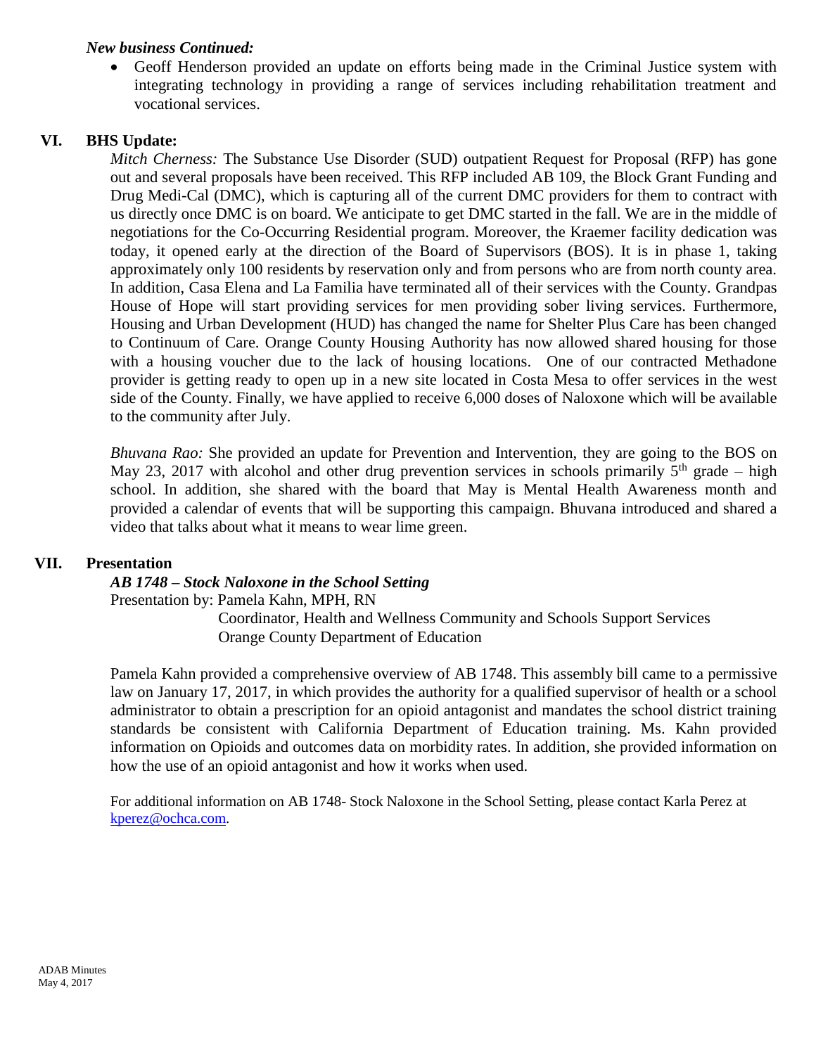***New business Continued:***

- Geoff Henderson provided an update on efforts being made in the Criminal Justice system with integrating technology in providing a range of services including rehabilitation treatment and vocational services.

## VI. BHS Update:

*Mitch Cherness:* The Substance Use Disorder (SUD) outpatient Request for Proposal (RFP) has gone out and several proposals have been received. This RFP included AB 109, the Block Grant Funding and Drug Medi-Cal (DMC), which is capturing all of the current DMC providers for them to contract with us directly once DMC is on board. We anticipate to get DMC started in the fall. We are in the middle of negotiations for the Co-Occurring Residential program. Moreover, the Kraemer facility dedication was today, it opened early at the direction of the Board of Supervisors (BOS). It is in phase 1, taking approximately only 100 residents by reservation only and from persons who are from north county area. In addition, Casa Elena and La Familia have terminated all of their services with the County. Grandpas House of Hope will start providing services for men providing sober living services. Furthermore, Housing and Urban Development (HUD) has changed the name for Shelter Plus Care has been changed to Continuum of Care. Orange County Housing Authority has now allowed shared housing for those with a housing voucher due to the lack of housing locations. One of our contracted Methadone provider is getting ready to open up in a new site located in Costa Mesa to offer services in the west side of the County. Finally, we have applied to receive 6,000 doses of Naloxone which will be available to the community after July.

*Bhuvana Rao:* She provided an update for Prevention and Intervention, they are going to the BOS on May 23, 2017 with alcohol and other drug prevention services in schools primarily 5th grade – high school. In addition, she shared with the board that May is Mental Health Awareness month and provided a calendar of events that will be supporting this campaign. Bhuvana introduced and shared a video that talks about what it means to wear lime green.

## VII. Presentation

***AB 1748 – Stock Naloxone in the School Setting***

Presentation by: Pamela Kahn, MPH, RN
Coordinator, Health and Wellness Community and Schools Support Services
Orange County Department of Education

Pamela Kahn provided a comprehensive overview of AB 1748. This assembly bill came to a permissive law on January 17, 2017, in which provides the authority for a qualified supervisor of health or a school administrator to obtain a prescription for an opioid antagonist and mandates the school district training standards be consistent with California Department of Education training. Ms. Kahn provided information on Opioids and outcomes data on morbidity rates. In addition, she provided information on how the use of an opioid antagonist and how it works when used.

For additional information on AB 1748- Stock Naloxone in the School Setting, please contact Karla Perez at [kperez@ochca.com](mailto:kperez@ochca.com).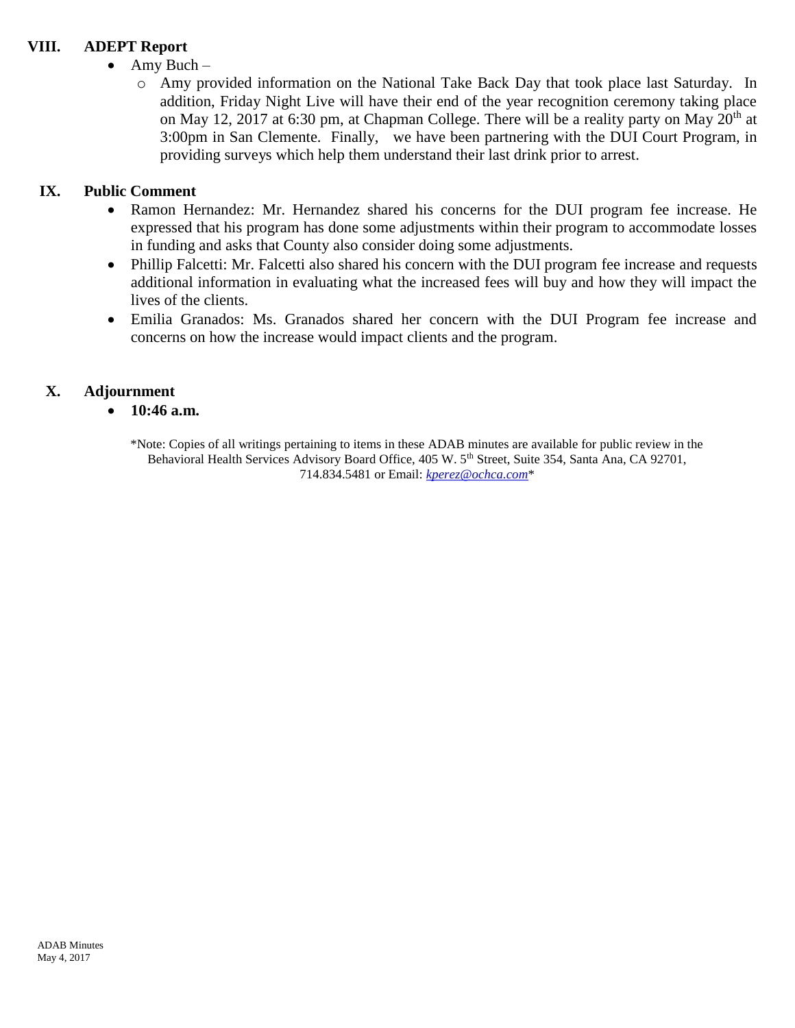## VIII. ADEPT Report

- Amy Buch –
  - Amy provided information on the National Take Back Day that took place last Saturday. In addition, Friday Night Live will have their end of the year recognition ceremony taking place on May 12, 2017 at 6:30 pm, at Chapman College. There will be a reality party on May 20th at 3:00pm in San Clemente. Finally, we have been partnering with the DUI Court Program, in providing surveys which help them understand their last drink prior to arrest.

## IX. Public Comment

- Ramon Hernandez: Mr. Hernandez shared his concerns for the DUI program fee increase. He expressed that his program has done some adjustments within their program to accommodate losses in funding and asks that County also consider doing some adjustments.
- Phillip Falcetti: Mr. Falcetti also shared his concern with the DUI program fee increase and requests additional information in evaluating what the increased fees will buy and how they will impact the lives of the clients.
- Emilia Granados: Ms. Granados shared her concern with the DUI Program fee increase and concerns on how the increase would impact clients and the program.

## X. Adjournment

- **10:46 a.m.**

*Note: Copies of all writings pertaining to items in these ADAB minutes are available for public review in the Behavioral Health Services Advisory Board Office, 405 W. 5th Street, Suite 354, Santa Ana, CA 92701, 714.834.5481 or Email: *kperez@ochca.com**